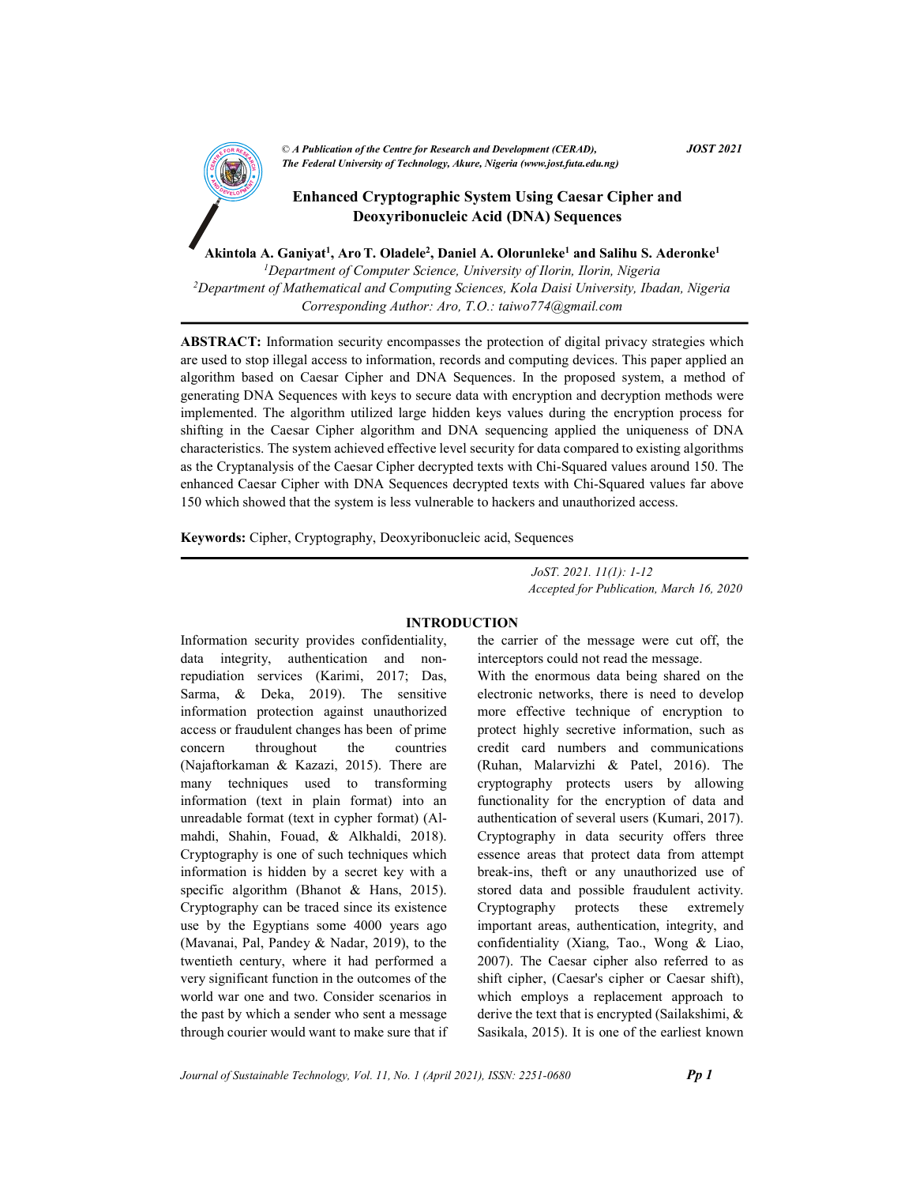© *A Publication of the Centre for Research and Development (CERAD), The Federal University of Technology, Akure, Nigeria (www.jost.futa.edu.ng)* **JOST 2021**

# Enhanced Cryptographic System Using Caesar Cipher and Deoxyribonucleic Acid (DNA) Sequences

**Akintola A. Ganiyat[1], Aro T. Oladele[2], Daniel A. Olorunleke[1] and Salihu S. Aderonke[1]**

[1]*Department of Computer Science, University of Ilorin, Ilorin, Nigeria*
[2]*Department of Mathematical and Computing Sciences, Kola Daisi University, Ibadan, Nigeria*
*Corresponding Author: Aro, T.O.: taiwo774@gmail.com*

**ABSTRACT:** Information security encompasses the protection of digital privacy strategies which are used to stop illegal access to information, records and computing devices. This paper applied an algorithm based on Caesar Cipher and DNA Sequences. In the proposed system, a method of generating DNA Sequences with keys to secure data with encryption and decryption methods were implemented. The algorithm utilized large hidden keys values during the encryption process for shifting in the Caesar Cipher algorithm and DNA sequencing applied the uniqueness of DNA characteristics. The system achieved effective level security for data compared to existing algorithms as the Cryptanalysis of the Caesar Cipher decrypted texts with Chi-Squared values around 150. The enhanced Caesar Cipher with DNA Sequences decrypted texts with Chi-Squared values far above 150 which showed that the system is less vulnerable to hackers and unauthorized access.

**Keywords:** Cipher, Cryptography, Deoxyribonucleic acid, Sequences

*JoST. 2021. 11(1): 1-12*
*Accepted for Publication, March 16, 2020*

## INTRODUCTION

Information security provides confidentiality, data integrity, authentication and non-repudiation services (Karimi, 2017; Das, Sarma, & Deka, 2019). The sensitive information protection against unauthorized access or fraudulent changes has been of prime concern throughout the countries (Najaftorkaman & Kazazi, 2015). There are many techniques used to transforming information (text in plain format) into an unreadable format (text in cypher format) (Al-mahdi, Shahin, Fouad, & Alkhaldi, 2018). Cryptography is one of such techniques which information is hidden by a secret key with a specific algorithm (Bhanot & Hans, 2015). Cryptography can be traced since its existence use by the Egyptians some 4000 years ago (Mavanai, Pal, Pandey & Nadar, 2019), to the twentieth century, where it had performed a very significant function in the outcomes of the world war one and two. Consider scenarios in the past by which a sender who sent a message through courier would want to make sure that if the carrier of the message were cut off, the interceptors could not read the message.

With the enormous data being shared on the electronic networks, there is need to develop more effective technique of encryption to protect highly secretive information, such as credit card numbers and communications (Ruhan, Malarvizhi & Patel, 2016). The cryptography protects users by allowing functionality for the encryption of data and authentication of several users (Kumari, 2017). Cryptography in data security offers three essence areas that protect data from attempt break-ins, theft or any unauthorized use of stored data and possible fraudulent activity. Cryptography protects these extremely important areas, authentication, integrity, and confidentiality (Xiang, Tao., Wong & Liao, 2007). The Caesar cipher also referred to as shift cipher, (Caesar's cipher or Caesar shift), which employs a replacement approach to derive the text that is encrypted (Sailakshimi, & Sasikala, 2015). It is one of the earliest known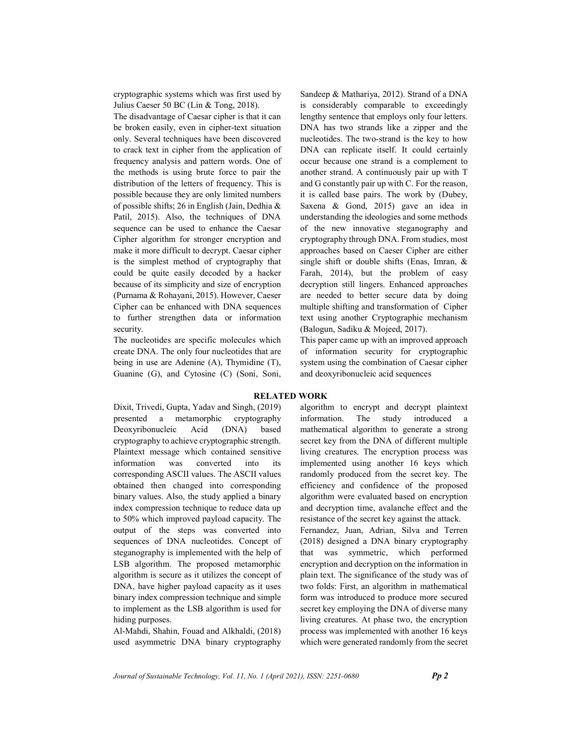cryptographic systems which was first used by Julius Caeser 50 BC (Lin & Tong, 2018).

The disadvantage of Caesar cipher is that it can be broken easily, even in cipher-text situation only. Several techniques have been discovered to crack text in cipher from the application of frequency analysis and pattern words. One of the methods is using brute force to pair the distribution of the letters of frequency. This is possible because they are only limited numbers of possible shifts; 26 in English (Jain, Dedhia & Patil, 2015). Also, the techniques of DNA sequence can be used to enhance the Caesar Cipher algorithm for stronger encryption and make it more difficult to decrypt. Caesar cipher is the simplest method of cryptography that could be quite easily decoded by a hacker because of its simplicity and size of encryption (Purnama & Rohayani, 2015). However, Caeser Cipher can be enhanced with DNA sequences to further strengthen data or information security.

The nucleotides are specific molecules which create DNA. The only four nucleotides that are being in use are Adenine (A), Thymidine (T), Guanine (G), and Cytosine (C) (Soni, Soni, Sandeep & Mathariya, 2012). Strand of a DNA is considerably comparable to exceedingly lengthy sentence that employs only four letters. DNA has two strands like a zipper and the nucleotides. The two-strand is the key to how DNA can replicate itself. It could certainly occur because one strand is a complement to another strand. A continuously pair up with T and G constantly pair up with C. For the reason, it is called base pairs. The work by (Dubey, Saxena & Gond, 2015) gave an idea in understanding the ideologies and some methods of the new innovative steganography and cryptography through DNA. From studies, most approaches based on Caeser Cipher are either single shift or double shifts (Enas, Imran, & Farah, 2014), but the problem of easy decryption still lingers. Enhanced approaches are needed to better secure data by doing multiple shifting and transformation of Cipher text using another Cryptographic mechanism (Balogun, Sadiku & Mojeed, 2017).

This paper came up with an improved approach of information security for cryptographic system using the combination of Caesar cipher and deoxyribonucleic acid sequences

## RELATED WORK

Dixit, Trivedi, Gupta, Yadav and Singh, (2019) presented a metamorphic cryptography Deoxyribonucleic Acid (DNA) based cryptography to achieve cryptographic strength. Plaintext message which contained sensitive information was converted into its corresponding ASCII values. The ASCII values obtained then changed into corresponding binary values. Also, the study applied a binary index compression technique to reduce data up to 50% which improved payload capacity. The output of the steps was converted into sequences of DNA nucleotides. Concept of steganography is implemented with the help of LSB algorithm. The proposed metamorphic algorithm is secure as it utilizes the concept of DNA, have higher payload capacity as it uses binary index compression technique and simple to implement as the LSB algorithm is used for hiding purposes.

Al-Mahdi, Shahin, Fouad and Alkhaldi, (2018) used asymmetric DNA binary cryptography algorithm to encrypt and decrypt plaintext information. The study introduced a mathematical algorithm to generate a strong secret key from the DNA of different multiple living creatures. The encryption process was implemented using another 16 keys which randomly produced from the secret key. The efficiency and confidence of the proposed algorithm were evaluated based on encryption and decryption time, avalanche effect and the resistance of the secret key against the attack.

Fernandez, Juan, Adrian, Silva and Terren (2018) designed a DNA binary cryptography that was symmetric, which performed encryption and decryption on the information in plain text. The significance of the study was of two folds: First, an algorithm in mathematical form was introduced to produce more secured secret key employing the DNA of diverse many living creatures. At phase two, the encryption process was implemented with another 16 keys which were generated randomly from the secret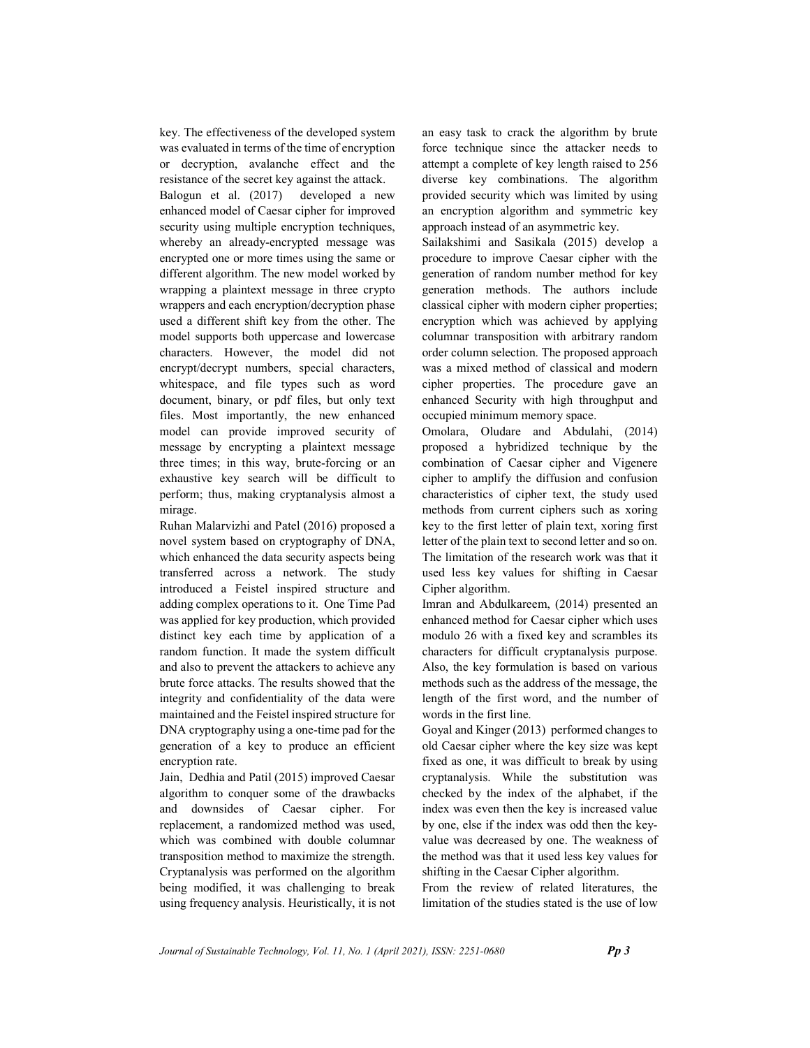key. The effectiveness of the developed system was evaluated in terms of the time of encryption or decryption, avalanche effect and the resistance of the secret key against the attack.

Balogun et al. (2017) developed a new enhanced model of Caesar cipher for improved security using multiple encryption techniques, whereby an already-encrypted message was encrypted one or more times using the same or different algorithm. The new model worked by wrapping a plaintext message in three crypto wrappers and each encryption/decryption phase used a different shift key from the other. The model supports both uppercase and lowercase characters. However, the model did not encrypt/decrypt numbers, special characters, whitespace, and file types such as word document, binary, or pdf files, but only text files. Most importantly, the new enhanced model can provide improved security of message by encrypting a plaintext message three times; in this way, brute-forcing or an exhaustive key search will be difficult to perform; thus, making cryptanalysis almost a mirage.

Ruhan Malarvizhi and Patel (2016) proposed a novel system based on cryptography of DNA, which enhanced the data security aspects being transferred across a network. The study introduced a Feistel inspired structure and adding complex operations to it. One Time Pad was applied for key production, which provided distinct key each time by application of a random function. It made the system difficult and also to prevent the attackers to achieve any brute force attacks. The results showed that the integrity and confidentiality of the data were maintained and the Feistel inspired structure for DNA cryptography using a one-time pad for the generation of a key to produce an efficient encryption rate.

Jain, Dedhia and Patil (2015) improved Caesar algorithm to conquer some of the drawbacks and downsides of Caesar cipher. For replacement, a randomized method was used, which was combined with double columnar transposition method to maximize the strength. Cryptanalysis was performed on the algorithm being modified, it was challenging to break using frequency analysis. Heuristically, it is not an easy task to crack the algorithm by brute force technique since the attacker needs to attempt a complete of key length raised to 256 diverse key combinations. The algorithm provided security which was limited by using an encryption algorithm and symmetric key approach instead of an asymmetric key.

Sailakshimi and Sasikala (2015) develop a procedure to improve Caesar cipher with the generation of random number method for key generation methods. The authors include classical cipher with modern cipher properties; encryption which was achieved by applying columnar transposition with arbitrary random order column selection. The proposed approach was a mixed method of classical and modern cipher properties. The procedure gave an enhanced Security with high throughput and occupied minimum memory space.

Omolara, Oludare and Abdulahi, (2014) proposed a hybridized technique by the combination of Caesar cipher and Vigenere cipher to amplify the diffusion and confusion characteristics of cipher text, the study used methods from current ciphers such as xoring key to the first letter of plain text, xoring first letter of the plain text to second letter and so on. The limitation of the research work was that it used less key values for shifting in Caesar Cipher algorithm.

Imran and Abdulkareem, (2014) presented an enhanced method for Caesar cipher which uses modulo 26 with a fixed key and scrambles its characters for difficult cryptanalysis purpose. Also, the key formulation is based on various methods such as the address of the message, the length of the first word, and the number of words in the first line.

Goyal and Kinger (2013) performed changes to old Caesar cipher where the key size was kept fixed as one, it was difficult to break by using cryptanalysis. While the substitution was checked by the index of the alphabet, if the index was even then the key is increased value by one, else if the index was odd then the key-value was decreased by one. The weakness of the method was that it used less key values for shifting in the Caesar Cipher algorithm.

From the review of related literatures, the limitation of the studies stated is the use of low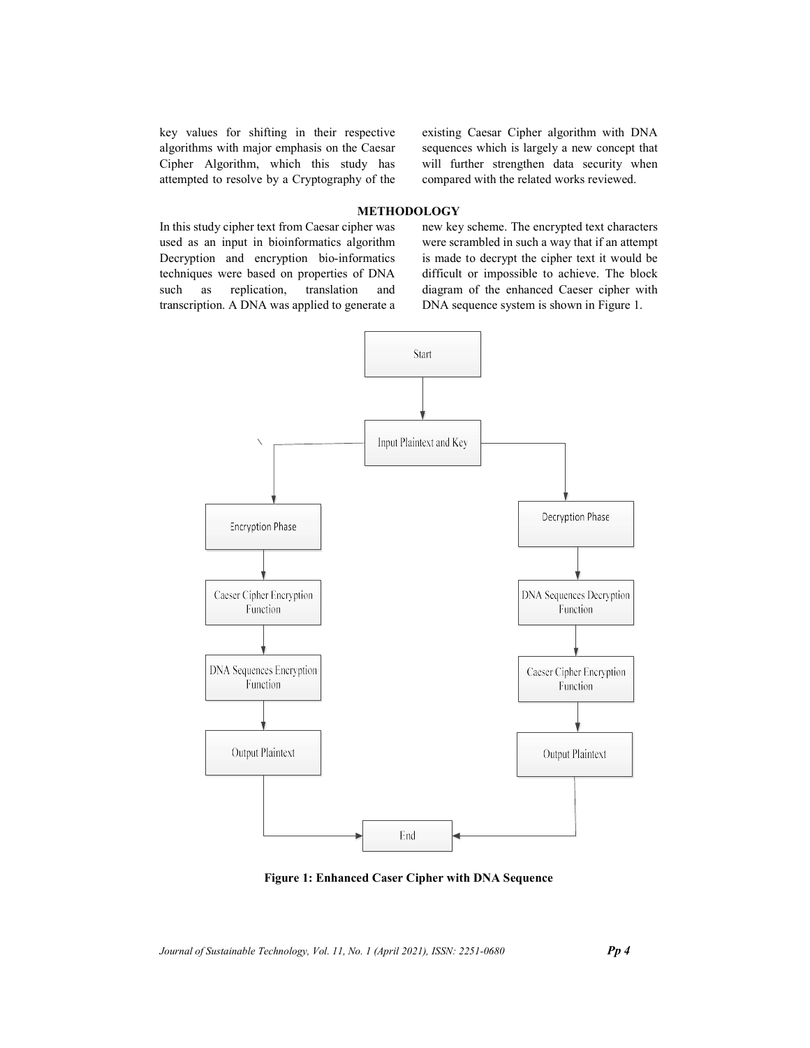key values for shifting in their respective algorithms with major emphasis on the Caesar Cipher Algorithm, which this study has attempted to resolve by a Cryptography of the existing Caesar Cipher algorithm with DNA sequences which is largely a new concept that will further strengthen data security when compared with the related works reviewed.

## METHODOLOGY

In this study cipher text from Caesar cipher was used as an input in bioinformatics algorithm Decryption and encryption bio-informatics techniques were based on properties of DNA such as replication, translation and transcription. A DNA was applied to generate a new key scheme. The encrypted text characters were scrambled in such a way that if an attempt is made to decrypt the cipher text it would be difficult or impossible to achieve. The block diagram of the enhanced Caeser cipher with DNA sequence system is shown in Figure 1.

**Figure 1: Enhanced Caser Cipher with DNA Sequence**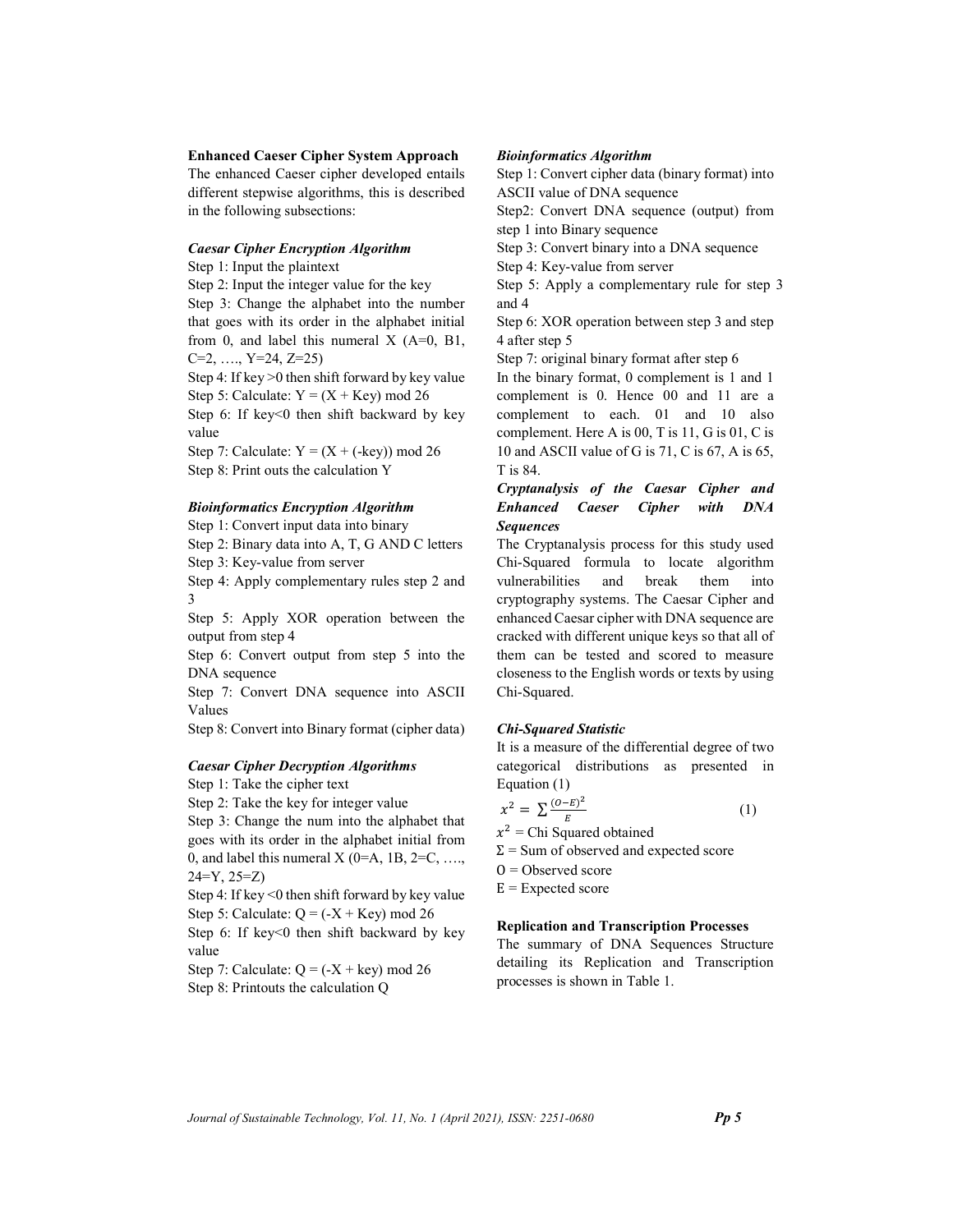**Enhanced Caeser Cipher System Approach**

The enhanced Caeser cipher developed entails different stepwise algorithms, this is described in the following subsections:

***Caesar Cipher Encryption Algorithm***

Step 1: Input the plaintext
Step 2: Input the integer value for the key
Step 3: Change the alphabet into the number that goes with its order in the alphabet initial from 0, and label this numeral X (A=0, B1, C=2, …., Y=24, Z=25)
Step 4: If key >0 then shift forward by key value
Step 5: Calculate: Y = (X + Key) mod 26
Step 6: If key<0 then shift backward by key value
Step 7: Calculate: Y = (X + (-key)) mod 26
Step 8: Print outs the calculation Y

***Bioinformatics Encryption Algorithm***

Step 1: Convert input data into binary
Step 2: Binary data into A, T, G AND C letters
Step 3: Key-value from server
Step 4: Apply complementary rules step 2 and 3
Step 5: Apply XOR operation between the output from step 4
Step 6: Convert output from step 5 into the DNA sequence
Step 7: Convert DNA sequence into ASCII Values
Step 8: Convert into Binary format (cipher data)

***Caesar Cipher Decryption Algorithms***

Step 1: Take the cipher text
Step 2: Take the key for integer value
Step 3: Change the num into the alphabet that goes with its order in the alphabet initial from 0, and label this numeral X (0=A, 1B, 2=C, …., 24=Y, 25=Z)
Step 4: If key <0 then shift forward by key value
Step 5: Calculate: Q = (-X + Key) mod 26
Step 6: If key<0 then shift backward by key value
Step 7: Calculate: Q = (-X + key) mod 26
Step 8: Printouts the calculation Q

***Bioinformatics Algorithm***

Step 1: Convert cipher data (binary format) into ASCII value of DNA sequence
Step2: Convert DNA sequence (output) from step 1 into Binary sequence
Step 3: Convert binary into a DNA sequence
Step 4: Key-value from server
Step 5: Apply a complementary rule for step 3 and 4
Step 6: XOR operation between step 3 and step 4 after step 5
Step 7: original binary format after step 6

In the binary format, 0 complement is 1 and 1 complement is 0. Hence 00 and 11 are a complement to each. 01 and 10 also complement. Here A is 00, T is 11, G is 01, C is 10 and ASCII value of G is 71, C is 67, A is 65, T is 84.

***Cryptanalysis of the Caesar Cipher and Enhanced Caeser Cipher with DNA Sequences***

The Cryptanalysis process for this study used Chi-Squared formula to locate algorithm vulnerabilities and break them into cryptography systems. The Caesar Cipher and enhanced Caesar cipher with DNA sequence are cracked with different unique keys so that all of them can be tested and scored to measure closeness to the English words or texts by using Chi-Squared.

***Chi-Squared Statistic***

It is a measure of the differential degree of two categorical distributions as presented in Equation (1)

$$x^2 = \sum \frac{(O-E)^2}{E} \qquad (1)$$

$x^2$ = Chi Squared obtained
$\Sigma$ = Sum of observed and expected score
O = Observed score
E = Expected score

**Replication and Transcription Processes**

The summary of DNA Sequences Structure detailing its Replication and Transcription processes is shown in Table 1.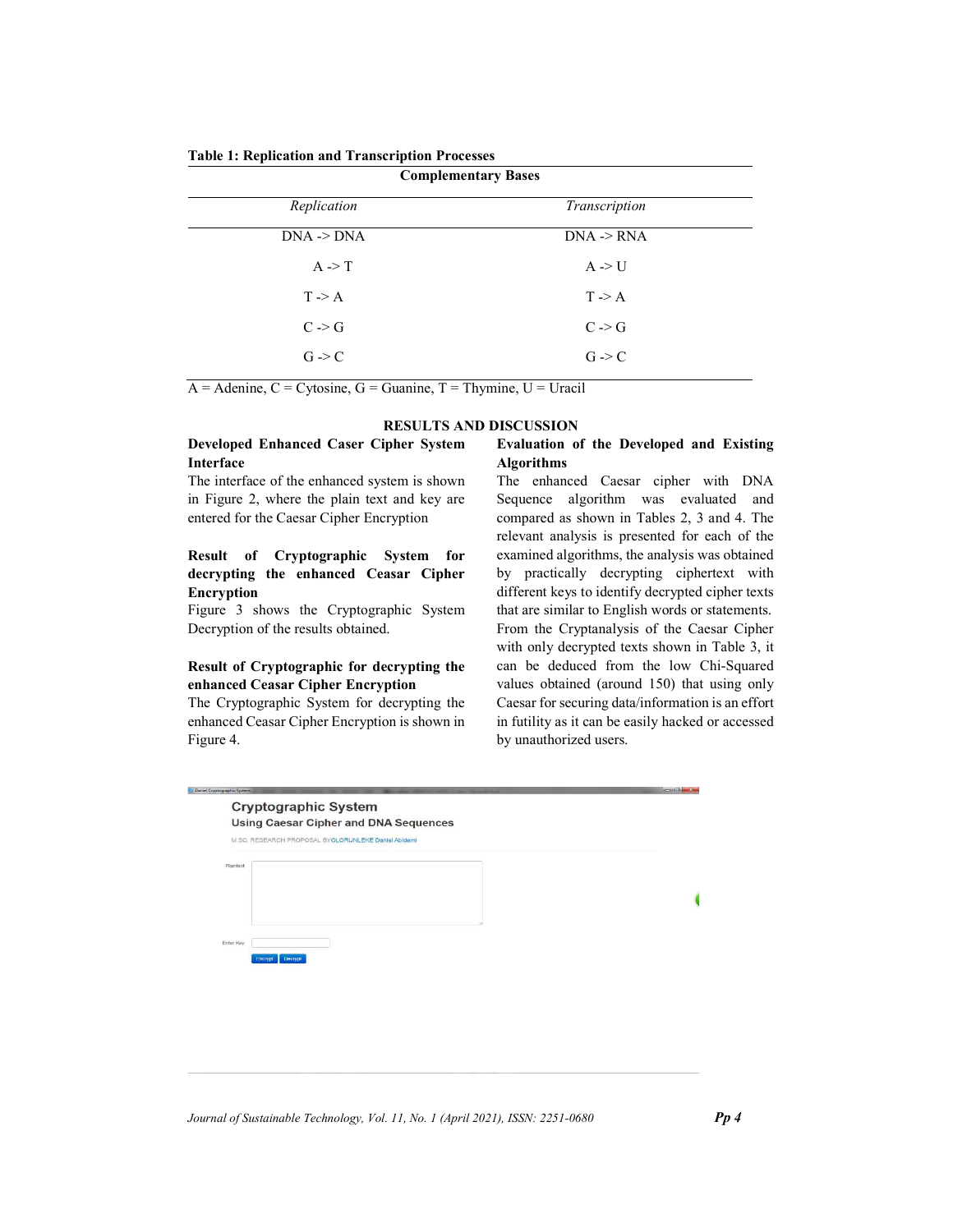**Table 1: Replication and Transcription Processes**

| Complementary Bases | |
|---|---|
| *Replication* | *Transcription* |
| DNA -> DNA | DNA -> RNA |
| A -> T | A -> U |
| T -> A | T -> A |
| C -> G | C -> G |
| G -> C | G -> C |

A = Adenine, C = Cytosine, G = Guanine, T = Thymine, U = Uracil

## RESULTS AND DISCUSSION

### Developed Enhanced Caser Cipher System Interface

The interface of the enhanced system is shown in Figure 2, where the plain text and key are entered for the Caesar Cipher Encryption

### Result of Cryptographic System for decrypting the enhanced Ceasar Cipher Encryption

Figure 3 shows the Cryptographic System Decryption of the results obtained.

### Result of Cryptographic for decrypting the enhanced Ceasar Cipher Encryption

The Cryptographic System for decrypting the enhanced Ceasar Cipher Encryption is shown in Figure 4.

### Evaluation of the Developed and Existing Algorithms

The enhanced Caesar cipher with DNA Sequence algorithm was evaluated and compared as shown in Tables 2, 3 and 4. The relevant analysis is presented for each of the examined algorithms, the analysis was obtained by practically decrypting ciphertext with different keys to identify decrypted cipher texts that are similar to English words or statements. From the Cryptanalysis of the Caesar Cipher with only decrypted texts shown in Table 3, it can be deduced from the low Chi-Squared values obtained (around 150) that using only Caesar for securing data/information is an effort in futility as it can be easily hacked or accessed by unauthorized users.

Cryptographic System
Using Caesar Cipher and DNA Sequences
M.SC. RESEARCH PROPOSAL BY OLORUNLEKE Daniel Abidemi

Plaintext

Enter Key

Encrypt Decrypt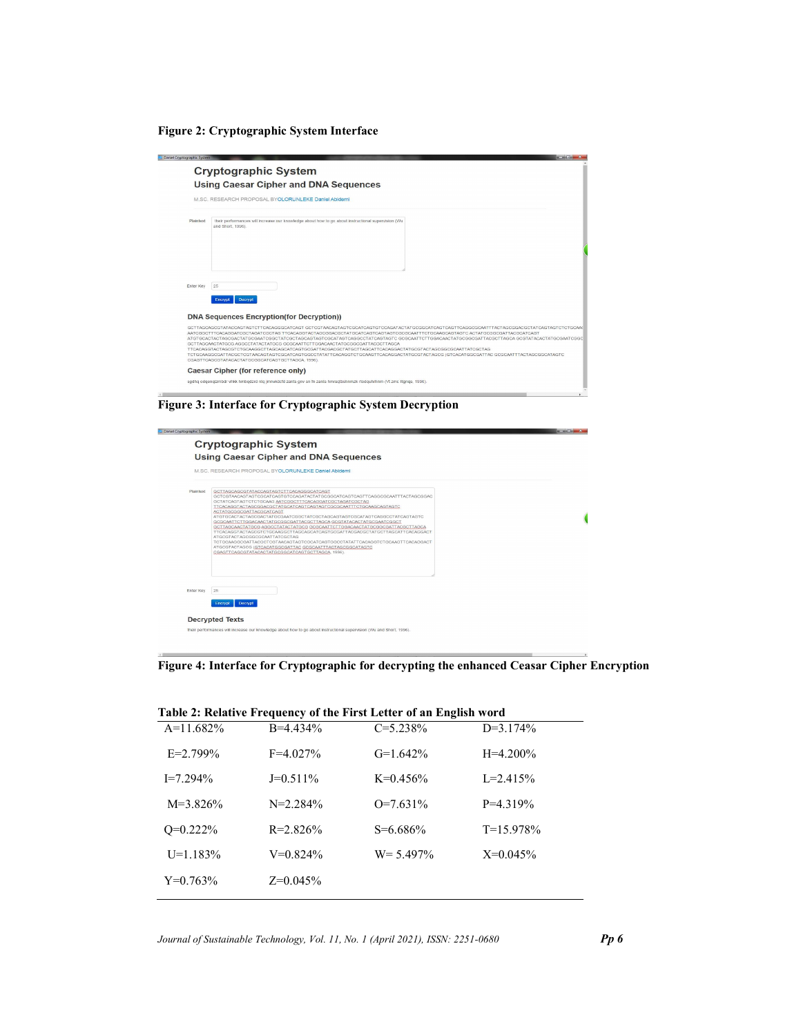**Figure 2: Cryptographic System Interface**

**Figure 3: Interface for Cryptographic System Decryption**

**Figure 4: Interface for Cryptographic for decrypting the enhanced Ceasar Cipher Encryption**

**Table 2: Relative Frequency of the First Letter of an English word**

| | | | |
|---|---|---|---|
| A=11.682% | B=4.434% | C=5.238% | D=3.174% |
| E=2.799% | F=4.027% | G=1.642% | H=4.200% |
| I=7.294% | J=0.511% | K=0.456% | L=2.415% |
| M=3.826% | N=2.284% | O=7.631% | P=4.319% |
| Q=0.222% | R=2.826% | S=6.686% | T=15.978% |
| U=1.183% | V=0.824% | W= 5.497% | X=0.045% |
| Y=0.763% | Z=0.045% | | |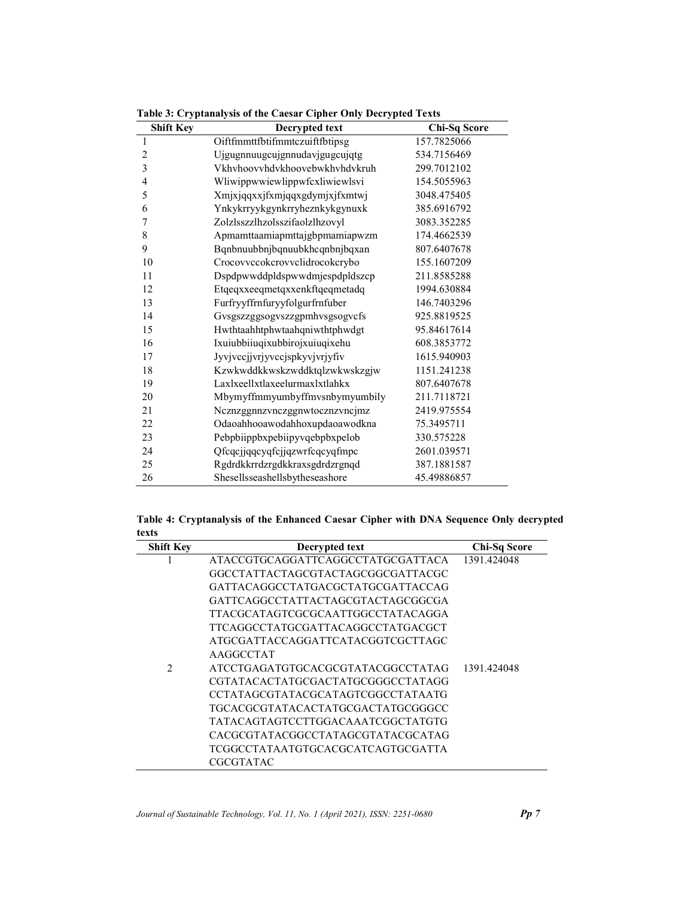**Table 3: Cryptanalysis of the Caesar Cipher Only Decrypted Texts**

| Shift Key | Decrypted text | Chi-Sq Score |
|---|---|---|
| 1 | Oiftfmmttfbtifmmtczuiftfbtipsg | 157.7825066 |
| 2 | Ujgugnnuugcujgnnudavjgugcujqtg | 534.7156469 |
| 3 | Vkhvhoovvhdvkhoovebwkhvhdvkruh | 299.7012102 |
| 4 | Wliwippwwiewlippwfcxliwiewlsvi | 154.5055963 |
| 5 | Xmjxjqqxxjfxmjqqxgdymjxjfxmtwj | 3048.475405 |
| 6 | Ynkykrryykgynkrryheznkykgynuxk | 385.6916792 |
| 7 | Zolzlsszzlhzolsszifaolzlhzovyl | 3083.352285 |
| 8 | Apmamttaamiapmttajgbpmamiapwzm | 174.4662539 |
| 9 | Bqnbnuubbnjbqnuubkhcqnbnjbqxan | 807.6407678 |
| 10 | Crocovvccokcrovvclidrocokcrybo | 155.1607209 |
| 11 | Dspdpwwddpldspwwdmjespdpldszcp | 211.8585288 |
| 12 | Etqeqxxeeqmetqxxenkftqeqmetadq | 1994.630884 |
| 13 | Furfryyffrnfuryyfolgurfrnfuber | 146.7403296 |
| 14 | Gvsgszzggsogvszzgpmhvsgsogvcfs | 925.8819525 |
| 15 | Hwthtaahhtphwtaahqniwthtphwdgt | 95.84617614 |
| 16 | Ixuiubbiiuqixubbirojxuiuqixehu | 608.3853772 |
| 17 | Jyvjvccjjvrjyvccjspkyvjvrjyfiv | 1615.940903 |
| 18 | Kzwkwddkkwskzwddktqlzwkwskzgjw | 1151.241238 |
| 19 | Laxlxeellxtlaxeelurmaxlxtlahkx | 807.6407678 |
| 20 | Mbymyffmmyumbyffmvsnbymyumbily | 211.7118721 |
| 21 | Ncznzggnnzvnczggnwtocznzvncjmz | 2419.975554 |
| 22 | Odaoahhooawodahhoxupdaoawodkna | 75.3495711 |
| 23 | Pebpbiippbxpebiipyvqebpbxpelob | 330.575228 |
| 24 | Qfcqcjjqqcyqfcjjqzwrfcqcyqfmpc | 2601.039571 |
| 25 | Rgdrdkkrrdzrgdkkraxsgdrdzrgnqd | 387.1881587 |
| 26 | Shesellsseashellsbytheseashore | 45.49886857 |

**Table 4: Cryptanalysis of the Enhanced Caesar Cipher with DNA Sequence Only decrypted texts**

| Shift Key | Decrypted text | Chi-Sq Score |
|---|---|---|
| 1 | ATACCGTGCAGGATTCAGGCCTATGCGATTACA GGCCTATTACTAGCGTACTAGCGGCGATTACGC GATTACAGGCCTATGACGCTATGCGATTACCAG GATTCAGGCCTATTACTAGCGTACTAGCGGCGA TTACGCATAGTCGCGCAATTGGCCTATACAGGA TTCAGGCCTATGCGATTACAGGCCTATGACGCT ATGCGATTACCAGGATTCATACGGTCGCTTAGC AAGGCCTAT | 1391.424048 |
| 2 | ATCCTGAGATGTGCACGCGTATACGGCCTATAG CGTATACACTATGCGACTATGCGGGCCTATAGG CCTATAGCGTATACGCATAGTCGGCCTATAATG TGCACGCGTATACACTATGCGACTATGCGGGCC TATACAGTAGTCCTTGGACAAATCGGCTATGTG CACGCGTATACGGCCTATAGCGTATACGCATAG TCGGCCTATAATGTGCACGCATCAGTGCGATTA CGCGTATAC | 1391.424048 |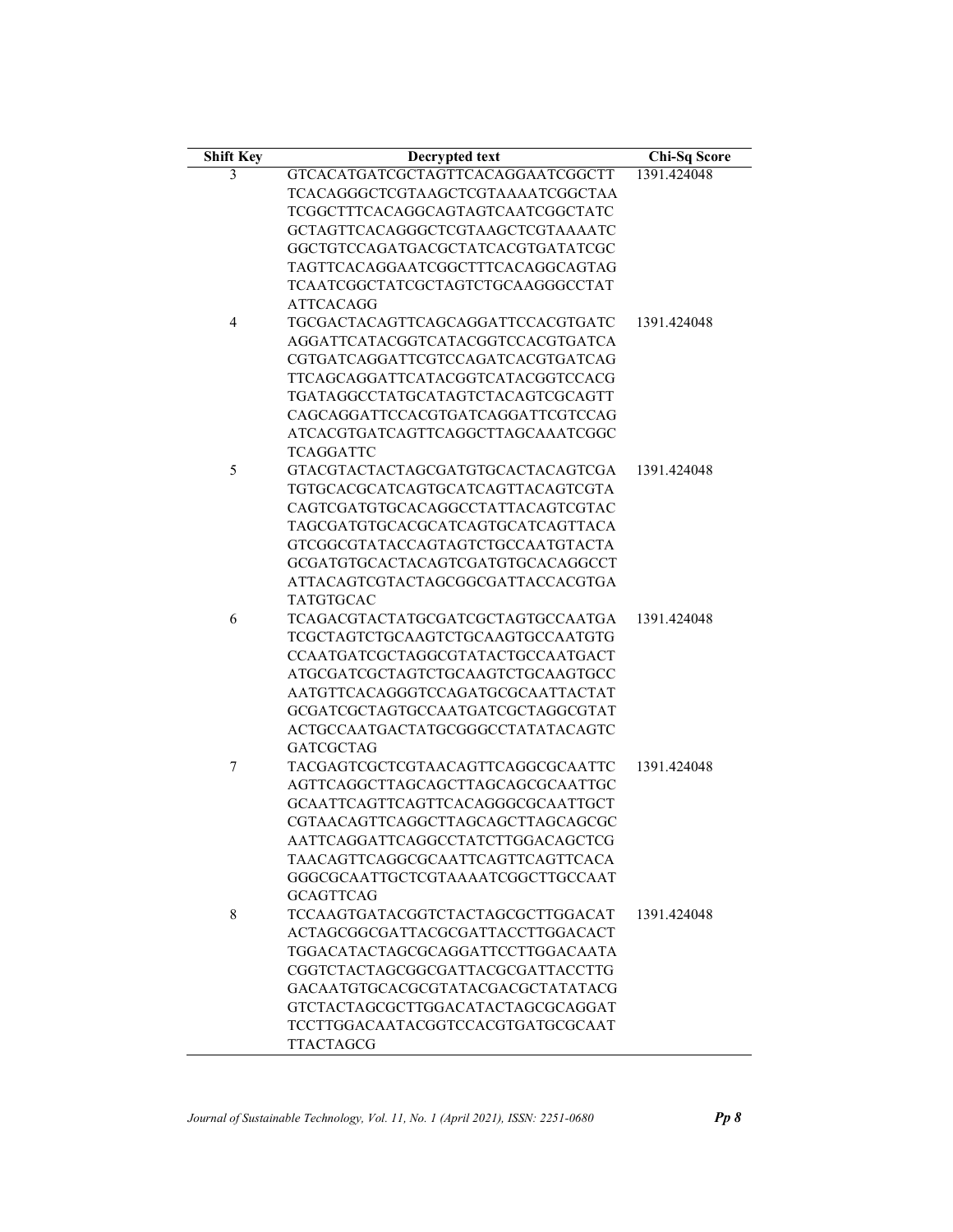| Shift Key | Decrypted text | Chi-Sq Score |
|---|---|---|
| 3 | GTCACATGATCGCTAGTTCACAGGAATCGGCTT TCACAGGGCTCGTAAGCTCGTAAAATCGGCTAA TCGGCTTTCACAGGCAGTAGTCAATCGGCTATC GCTAGTTCACAGGGCTCGTAAGCTCGTAAAATC GGCTGTCCAGATGACGCTATCACGTGATATCGC TAGTTCACAGGAATCGGCTTTCACAGGCAGTAG TCAATCGGCTATCGCTAGTCTGCAAGGGCCTAT ATTCACAGG | 1391.424048 |
| 4 | TGCGACTACAGTTCAGCAGGATTCCACGTGATC AGGATTCATACGGTCATACGGTCCACGTGATCA CGTGATCAGGATTCGTCCAGATCACGTGATCAG TTCAGCAGGATTCATACGGTCATACGGTCCACG TGATAGGCCTATGCATAGTCTACAGTCGCAGTT CAGCAGGATTCCACGTGATCAGGATTCGTCCAG ATCACGTGATCAGTTCAGGCTTAGCAAATCGGC TCAGGATTC | 1391.424048 |
| 5 | GTACGTACTACTAGCGATGTGCACTACAGTCGA TGTGCACGCATCAGTGCATCAGTTACAGTCGTA CAGTCGATGTGCACAGGCCTATTACAGTCGTAC TAGCGATGTGCACGCATCAGTGCATCAGTTACA GTCGGCGTATACCAGTAGTCTGCCAATGTACTA GCGATGTGCACTACAGTCGATGTGCACAGGCCT ATTACAGTCGTACTAGCGGCGATTACCACGTGA TATGTGCAC | 1391.424048 |
| 6 | TCAGACGTACTATGCGATCGCTAGTGCCAATGA TCGCTAGTCTGCAAGTCTGCAAGTGCCAATGTG CCAATGATCGCTAGGCGTATACTGCCAATGACT ATGCGATCGCTAGTCTGCAAGTCTGCAAGTGCC AATGTTCACAGGGTCCAGATGCGCAATTACTAT GCGATCGCTAGTGCCAATGATCGCTAGGCGTAT ACTGCCAATGACTATGCGGGCCTATATACAGTC GATCGCTAG | 1391.424048 |
| 7 | TACGAGTCGCTCGTAACAGTTCAGGCGCAATTC AGTTCAGGCTTAGCAGCTTAGCAGCGCAATTGC GCAATTCAGTTCAGTTCACAGGGCGCAATTGCT CGTAACAGTTCAGGCTTAGCAGCTTAGCAGCGC AATTCAGGATTCAGGCCTATCTTGGACAGCTCG TAACAGTTCAGGCGCAATTCAGTTCAGTTCACA GGGCGCAATTGCTCGTAAAATCGGCTTGCCAAT GCAGTTCAG | 1391.424048 |
| 8 | TCCAAGTGATACGGTCTACTAGCGCTTGGACAT ACTAGCGGCGATTACGCGATTACCTTGGACACT TGGACATACTAGCGCAGGATTCCTTGGACAATA CGGTCTACTAGCGGCGATTACGCGATTACCTTG GACAATGTGCACGCGTATACGACGCTATATACG GTCTACTAGCGCTTGGACATACTAGCGCAGGAT TCCTTGGACAATACGGTCCACGTGATGCGCAAT TTACTAGCG | 1391.424048 |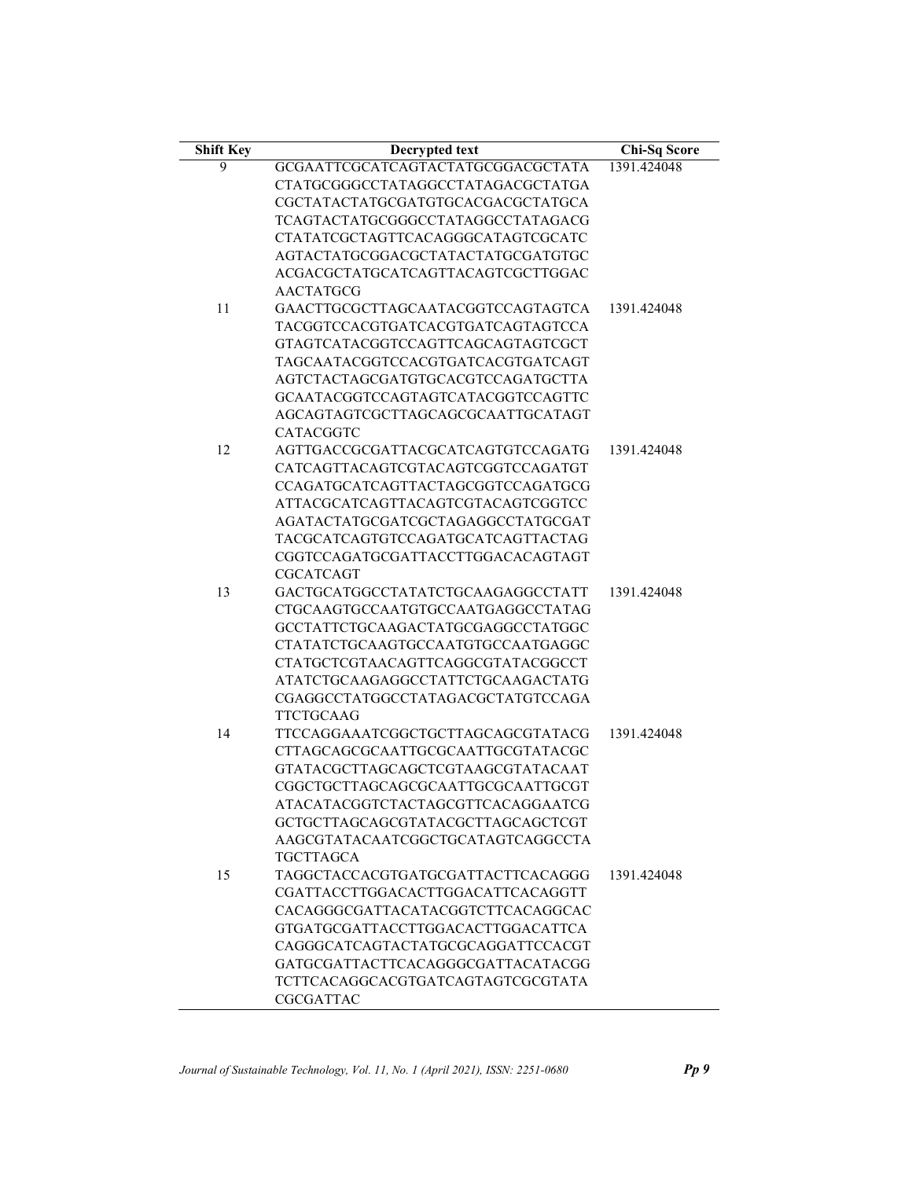| Shift Key | Decrypted text | Chi-Sq Score |
|---|---|---|
| 9 | GCGAATTCGCATCAGTACTATGCGGACGCTATA CTATGCGGGCCTATAGGCCTATAGACGCTATGA CGCTATACTATGCGATGTGCACGACGCTATGCA TCAGTACTATGCGGGCCTATAGGCCTATAGACG CTATATCGCTAGTTCACAGGGCATAGTCGCATC AGTACTATGCGGACGCTATACTATGCGATGTGC ACGACGCTATGCATCAGTTACAGTCGCTTGGAC AACTATGCG | 1391.424048 |
| 11 | GAACTTGCGCTTAGCAATACGGTCCAGTAGTCA TACGGTCCACGTGATCACGTGATCAGTAGTCCA GTAGTCATACGGTCCAGTTCAGCAGTAGTCGCT TAGCAATACGGTCCACGTGATCACGTGATCAGT AGTCTACTAGCGATGTGCACGTCCAGATGCTTA GCAATACGGTCCAGTAGTCATACGGTCCAGTTC AGCAGTAGTCGCTTAGCAGCGCAATTGCATAGT CATACGGTC | 1391.424048 |
| 12 | AGTTGACCGCGATTACGCATCAGTGTCCAGATG CATCAGTTACAGTCGTACAGTCGGTCCAGATGT CCAGATGCATCAGTTACTAGCGGTCCAGATGCG ATTACGCATCAGTTACAGTCGTACAGTCGGTCC AGATACTATGCGATCGCTAGAGGCCTATGCGAT TACGCATCAGTGTCCAGATGCATCAGTTACTAG CGGTCCAGATGCGATTACCTTGGACACAGTAGT CGCATCAGT | 1391.424048 |
| 13 | GACTGCATGGCCTATATCTGCAAGAGGCCTATT CTGCAAGTGCCAATGTGCCAATGAGGCCTATAG GCCTATTCTGCAAGACTATGCGAGGCCTATGGC CTATATCTGCAAGTGCCAATGTGCCAATGAGGC CTATGCTCGTAACAGTTCAGGCGTATACGGCCT ATATCTGCAAGAGGCCTATTCTGCAAGACTATG CGAGGCCTATGGCCTATAGACGCTATGTCCAGA TTCTGCAAG | 1391.424048 |
| 14 | TTCCAGGAAATCGGCTGCTTAGCAGCGTATACG CTTAGCAGCGCAATTGCGCAATTGCGTATACGC GTATACGCTTAGCAGCTCGTAAGCGTATACAAT CGGCTGCTTAGCAGCGCAATTGCGCAATTGCGT ATACATACGGTCTACTAGCGTTCACAGGAATCG GCTGCTTAGCAGCGTATACGCTTAGCAGCTCGT AAGCGTATACAATCGGCTGCATAGTCAGGCCTA TGCTTAGCA | 1391.424048 |
| 15 | TAGGCTACCACGTGATGCGATTACTTCACAGGG CGATTACCTTGGACACTTGGACATTCACAGGTT CACAGGGCGATTACATACGGTCTTCACAGGCAC GTGATGCGATTACCTTGGACACTTGGACATTCA CAGGGCATCAGTACTATGCGCAGGATTCCACGT GATGCGATTACTTCACAGGGCGATTACATACGG TCTTCACAGGCACGTGATCAGTAGTCGCGTATA CGCGATTAC | 1391.424048 |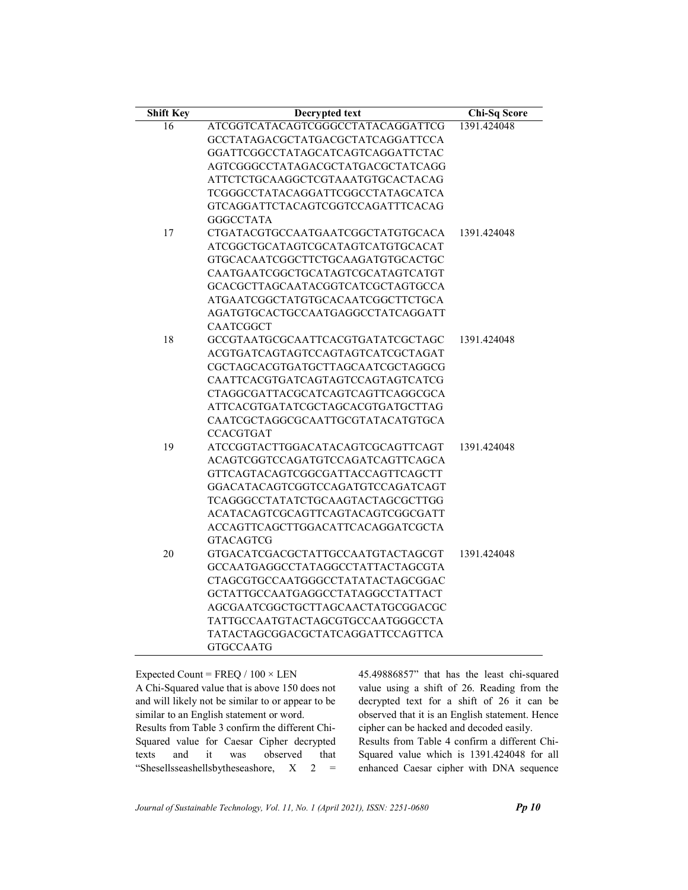| Shift Key | Decrypted text | Chi-Sq Score |
|---|---|---|
| 16 | ATCGGTCATACAGTCGGGCCTATACAGGATTCG GCCTATAGACGCTATGACGCTATCAGGATTCCA GGATTCGGCCTATAGCATCAGTCAGGATTCTAC AGTCGGGCCTATAGACGCTATGACGCTATCAGG ATTCTCTGCAAGGCTCGTAAATGTGCACTACAG TCGGGCCTATACAGGATTCGGCCTATAGCATCA GTCAGGATTCTACAGTCGGTCCAGATTTCACAG GGGCCTATA | 1391.424048 |
| 17 | CTGATACGTGCCAATGAATCGGCTATGTGCACA ATCGGCTGCATAGTCGCATAGTCATGTGCACAT GTGCACAATCGGCTTCTGCAAGATGTGCACTGC CAATGAATCGGCTGCATAGTCGCATAGTCATGT GCACGCTTAGCAATACGGTCATCGCTAGTGCCA ATGAATCGGCTATGTGCACAATCGGCTTCTGCA AGATGTGCACTGCCAATGAGGCCTATCAGGATT CAATCGGCT | 1391.424048 |
| 18 | GCCGTAATGCGCAATTCACGTGATATCGCTAGC ACGTGATCAGTAGTCCAGTAGTCATCGCTAGAT CGCTAGCACGTGATGCTTAGCAATCGCTAGGCG CAATTCACGTGATCAGTAGTCCAGTAGTCATCG CTAGGCGATTACGCATCAGTCAGTTCAGGCGCA ATTCACGTGATATCGCTAGCACGTGATGCTTAG CAATCGCTAGGCGCAATTGCGTATACATGTGCA CCACGTGAT | 1391.424048 |
| 19 | ATCCGGTACTTGGACATACAGTCGCAGTTCAGT ACAGTCGGTCCAGATGTCCAGATCAGTTCAGCA GTTCAGTACAGTCGGCGATTACCAGTTCAGCTT GGACATACAGTCGGTCCAGATGTCCAGATCAGT TCAGGGCCTATATCTGCAAGTACTAGCGCTTGG ACATACAGTCGCAGTTCAGTACAGTCGGCGATT ACCAGTTCAGCTTGGACATTCACAGGATCGCTA GTACAGTCG | 1391.424048 |
| 20 | GTGACATCGACGCTATTGCCAATGTACTAGCGT GCCAATGAGGCCTATAGGCCTATTACTAGCGTA CTAGCGTGCCAATGGGCCTATATACTAGCGGAC GCTATTGCCAATGAGGCCTATAGGCCTATTACT AGCGAATCGGCTGCTTAGCAACTATGCGGACGC TATTGCCAATGTACTAGCGTGCCAATGGGCCTA TATACTAGCGGACGCTATCAGGATTCCAGTTCA GTGCCAATG | 1391.424048 |

Expected Count = FREQ / 100 × LEN

A Chi-Squared value that is above 150 does not and will likely not be similar to or appear to be similar to an English statement or word.

Results from Table 3 confirm the different Chi-Squared value for Caesar Cipher decrypted texts and it was observed that "Shesellsseashellsbytheseashore, $X^2$ = 45.49886857" that has the least chi-squared value using a shift of 26. Reading from the decrypted text for a shift of 26 it can be observed that it is an English statement. Hence cipher can be hacked and decoded easily.

Results from Table 4 confirm a different Chi-Squared value which is 1391.424048 for all enhanced Caesar cipher with DNA sequence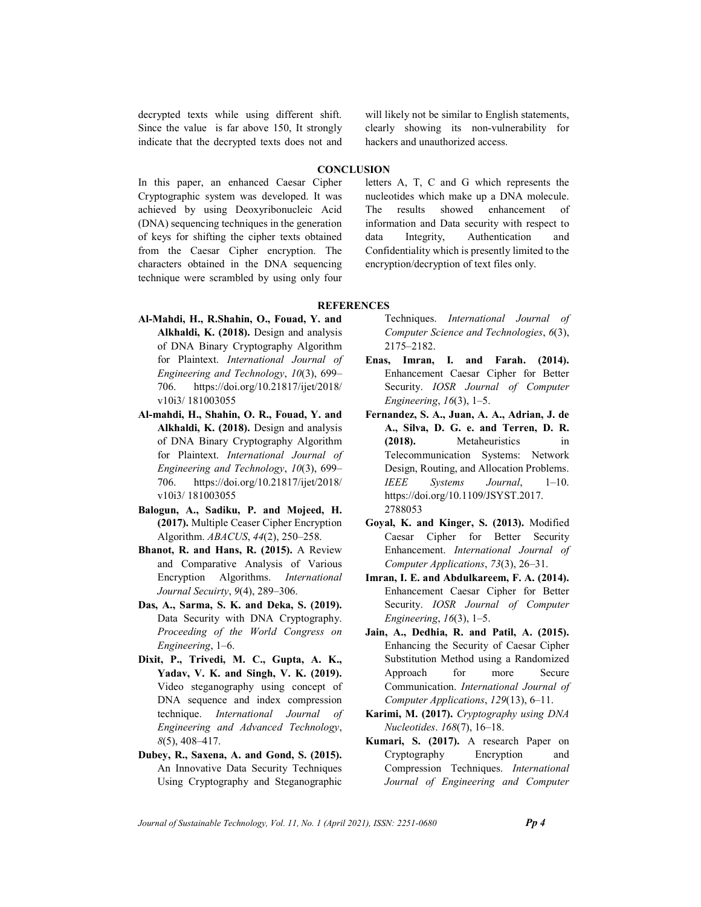decrypted texts while using different shift. Since the value is far above 150, It strongly indicate that the decrypted texts does not and will likely not be similar to English statements, clearly showing its non-vulnerability for hackers and unauthorized access.

## CONCLUSION

In this paper, an enhanced Caesar Cipher Cryptographic system was developed. It was achieved by using Deoxyribonucleic Acid (DNA) sequencing techniques in the generation of keys for shifting the cipher texts obtained from the Caesar Cipher encryption. The characters obtained in the DNA sequencing technique were scrambled by using only four letters A, T, C and G which represents the nucleotides which make up a DNA molecule. The results showed enhancement of information and Data security with respect to data Integrity, Authentication and Confidentiality which is presently limited to the encryption/decryption of text files only.

## REFERENCES

**Al-Mahdi, H., R.Shahin, O., Fouad, Y. and Alkhaldi, K. (2018).** Design and analysis of DNA Binary Cryptography Algorithm for Plaintext. *International Journal of Engineering and Technology*, *10*(3), 699–706. https://doi.org/10.21817/ijet/2018/ v10i3/ 181003055

**Al-mahdi, H., Shahin, O. R., Fouad, Y. and Alkhaldi, K. (2018).** Design and analysis of DNA Binary Cryptography Algorithm for Plaintext. *International Journal of Engineering and Technology*, *10*(3), 699–706. https://doi.org/10.21817/ijet/2018/ v10i3/ 181003055

**Balogun, A., Sadiku, P. and Mojeed, H. (2017).** Multiple Ceaser Cipher Encryption Algorithm. *ABACUS*, *44*(2), 250–258.

**Bhanot, R. and Hans, R. (2015).** A Review and Comparative Analysis of Various Encryption Algorithms. *International Journal Secuirty*, *9*(4), 289–306.

**Das, A., Sarma, S. K. and Deka, S. (2019).** Data Security with DNA Cryptography. *Proceeding of the World Congress on Engineering*, 1–6.

**Dixit, P., Trivedi, M. C., Gupta, A. K., Yadav, V. K. and Singh, V. K. (2019).** Video steganography using concept of DNA sequence and index compression technique. *International Journal of Engineering and Advanced Technology*, *8*(5), 408–417.

**Dubey, R., Saxena, A. and Gond, S. (2015).** An Innovative Data Security Techniques Using Cryptography and Steganographic Techniques. *International Journal of Computer Science and Technologies*, *6*(3), 2175–2182.

**Enas, Imran, I. and Farah. (2014).** Enhancement Caesar Cipher for Better Security. *IOSR Journal of Computer Engineering*, *16*(3), 1–5.

**Fernandez, S. A., Juan, A. A., Adrian, J. de A., Silva, D. G. e. and Terren, D. R. (2018).** Metaheuristics in Telecommunication Systems: Network Design, Routing, and Allocation Problems. *IEEE Systems Journal*, 1–10. https://doi.org/10.1109/JSYST.2017. 2788053

**Goyal, K. and Kinger, S. (2013).** Modified Caesar Cipher for Better Security Enhancement. *International Journal of Computer Applications*, *73*(3), 26–31.

**Imran, I. E. and Abdulkareem, F. A. (2014).** Enhancement Caesar Cipher for Better Security. *IOSR Journal of Computer Engineering*, *16*(3), 1–5.

**Jain, A., Dedhia, R. and Patil, A. (2015).** Enhancing the Security of Caesar Cipher Substitution Method using a Randomized Approach for more Secure Communication. *International Journal of Computer Applications*, *129*(13), 6–11.

**Karimi, M. (2017).** *Cryptography using DNA Nucleotides*. *168*(7), 16–18.

**Kumari, S. (2017).** A research Paper on Cryptography Encryption and Compression Techniques. *International Journal of Engineering and Computer*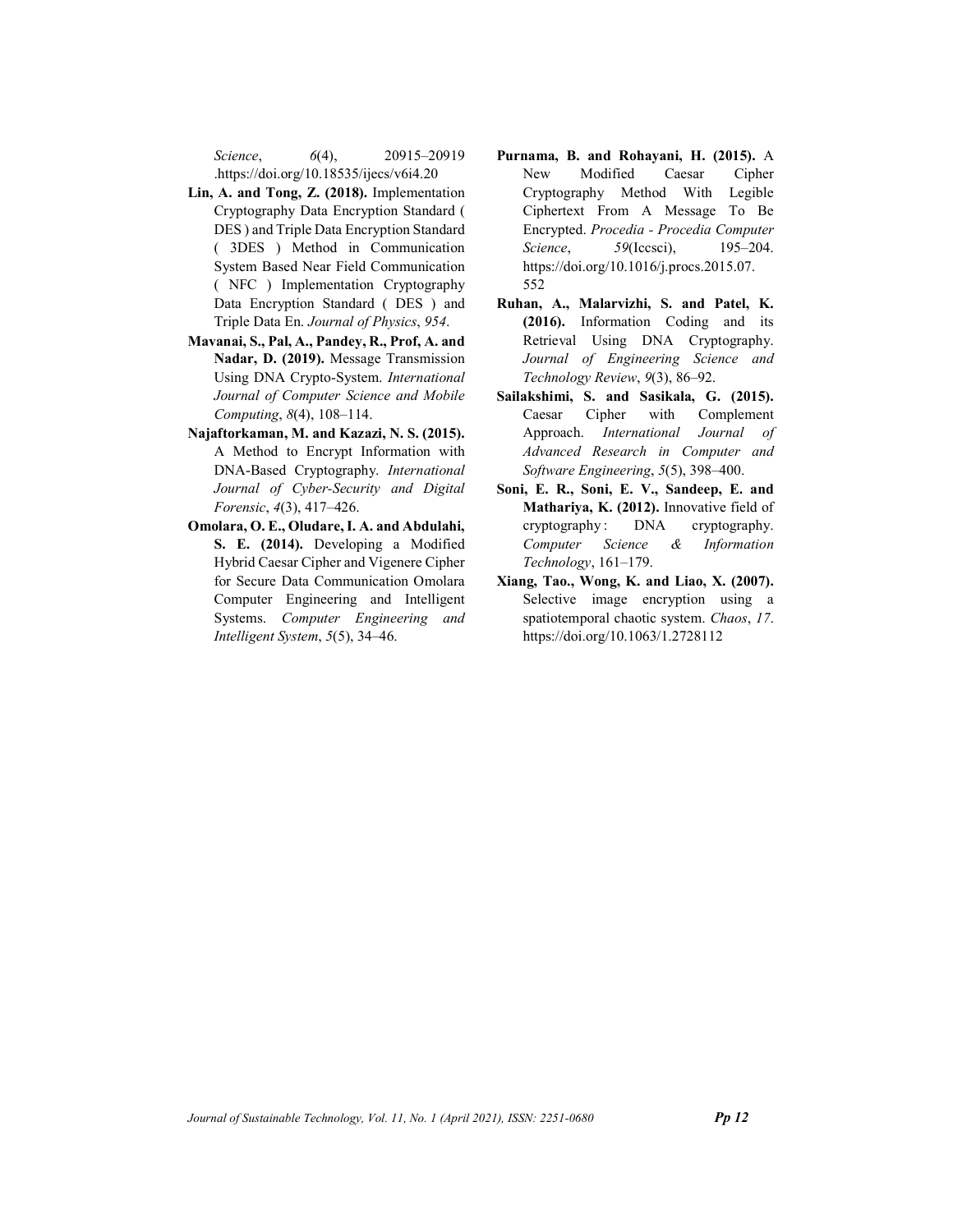*Science*, *6*(4), 20915–20919 .https://doi.org/10.18535/ijecs/v6i4.20

**Lin, A. and Tong, Z. (2018).** Implementation Cryptography Data Encryption Standard ( DES ) and Triple Data Encryption Standard ( 3DES ) Method in Communication System Based Near Field Communication ( NFC ) Implementation Cryptography Data Encryption Standard ( DES ) and Triple Data En. *Journal of Physics*, *954*.

**Mavanai, S., Pal, A., Pandey, R., Prof, A. and Nadar, D. (2019).** Message Transmission Using DNA Crypto-System. *International Journal of Computer Science and Mobile Computing*, *8*(4), 108–114.

**Najaftorkaman, M. and Kazazi, N. S. (2015).** A Method to Encrypt Information with DNA-Based Cryptography. *International Journal of Cyber-Security and Digital Forensic*, *4*(3), 417–426.

**Omolara, O. E., Oludare, I. A. and Abdulahi, S. E. (2014).** Developing a Modified Hybrid Caesar Cipher and Vigenere Cipher for Secure Data Communication Omolara Computer Engineering and Intelligent Systems. *Computer Engineering and Intelligent System*, *5*(5), 34–46.

**Purnama, B. and Rohayani, H. (2015).** A New Modified Caesar Cipher Cryptography Method With Legible Ciphertext From A Message To Be Encrypted. *Procedia - Procedia Computer Science*, *59*(Iccsci), 195–204. https://doi.org/10.1016/j.procs.2015.07.552

**Ruhan, A., Malarvizhi, S. and Patel, K. (2016).** Information Coding and its Retrieval Using DNA Cryptography. *Journal of Engineering Science and Technology Review*, *9*(3), 86–92.

**Sailakshimi, S. and Sasikala, G. (2015).** Caesar Cipher with Complement Approach. *International Journal of Advanced Research in Computer and Software Engineering*, *5*(5), 398–400.

**Soni, E. R., Soni, E. V., Sandeep, E. and Mathariya, K. (2012).** Innovative field of cryptography : DNA cryptography. *Computer Science & Information Technology*, 161–179.

**Xiang, Tao., Wong, K. and Liao, X. (2007).** Selective image encryption using a spatiotemporal chaotic system. *Chaos*, *17*. https://doi.org/10.1063/1.2728112